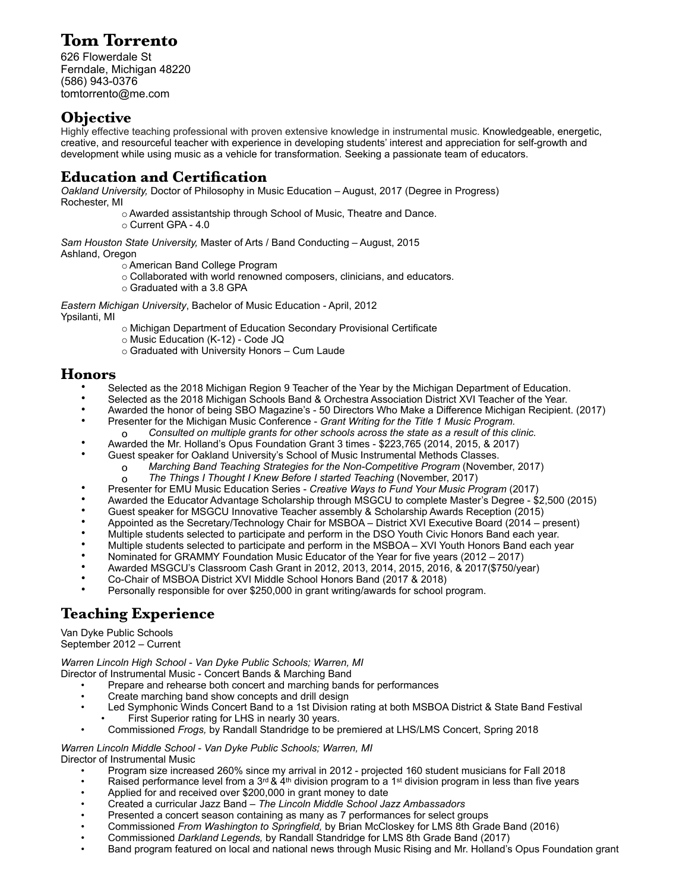# Tom Torrento

626 Flowerdale St
Ferndale, Michigan 48220
(586) 943-0376
tomtorrento@me.com

## Objective

Highly effective teaching professional with proven extensive knowledge in instrumental music. Knowledgeable, energetic, creative, and resourceful teacher with experience in developing students' interest and appreciation for self-growth and development while using music as a vehicle for transformation. Seeking a passionate team of educators.

## Education and Certification

*Oakland University,* Doctor of Philosophy in Music Education – August, 2017 (Degree in Progress)
Rochester, MI

- Awarded assistantship through School of Music, Theatre and Dance.
- Current GPA - 4.0

*Sam Houston State University,* Master of Arts / Band Conducting – August, 2015
Ashland, Oregon

- American Band College Program
- Collaborated with world renowned composers, clinicians, and educators.
- Graduated with a 3.8 GPA

*Eastern Michigan University*, Bachelor of Music Education - April, 2012
Ypsilanti, MI

- Michigan Department of Education Secondary Provisional Certificate
- Music Education (K-12) - Code JQ
- Graduated with University Honors – Cum Laude

## Honors

- Selected as the 2018 Michigan Region 9 Teacher of the Year by the Michigan Department of Education.
- Selected as the 2018 Michigan Schools Band & Orchestra Association District XVI Teacher of the Year.
- Awarded the honor of being SBO Magazine's - 50 Directors Who Make a Difference Michigan Recipient. (2017)
- Presenter for the Michigan Music Conference - *Grant Writing for the Title 1 Music Program.*
  - *Consulted on multiple grants for other schools across the state as a result of this clinic.*
- Awarded the Mr. Holland's Opus Foundation Grant 3 times - $223,765 (2014, 2015, & 2017)
- Guest speaker for Oakland University's School of Music Instrumental Methods Classes.
  - *Marching Band Teaching Strategies for the Non-Competitive Program* (November, 2017)
  - *The Things I Thought I Knew Before I started Teaching* (November, 2017)
- Presenter for EMU Music Education Series - *Creative Ways to Fund Your Music Program* (2017)
- Awarded the Educator Advantage Scholarship through MSGCU to complete Master's Degree - $2,500 (2015)
- Guest speaker for MSGCU Innovative Teacher assembly & Scholarship Awards Reception (2015)
- Appointed as the Secretary/Technology Chair for MSBOA – District XVI Executive Board (2014 – present)
- Multiple students selected to participate and perform in the DSO Youth Civic Honors Band each year.
- Multiple students selected to participate and perform in the MSBOA – XVI Youth Honors Band each year
- Nominated for GRAMMY Foundation Music Educator of the Year for five years (2012 – 2017)
- Awarded MSGCU's Classroom Cash Grant in 2012, 2013, 2014, 2015, 2016, & 2017($750/year)
- Co-Chair of MSBOA District XVI Middle School Honors Band (2017 & 2018)
- Personally responsible for over $250,000 in grant writing/awards for school program.

## Teaching Experience

Van Dyke Public Schools
September 2012 – Current

*Warren Lincoln High School - Van Dyke Public Schools; Warren, MI*
Director of Instrumental Music - Concert Bands & Marching Band

- Prepare and rehearse both concert and marching bands for performances
- Create marching band show concepts and drill design
- Led Symphonic Winds Concert Band to a 1st Division rating at both MSBOA District & State Band Festival
  - First Superior rating for LHS in nearly 30 years.
- Commissioned *Frogs,* by Randall Standridge to be premiered at LHS/LMS Concert, Spring 2018

*Warren Lincoln Middle School - Van Dyke Public Schools; Warren, MI*
Director of Instrumental Music

- Program size increased 260% since my arrival in 2012 - projected 160 student musicians for Fall 2018
- Raised performance level from a 3rd & 4th division program to a 1st division program in less than five years
- Applied for and received over $200,000 in grant money to date
- Created a curricular Jazz Band – *The Lincoln Middle School Jazz Ambassadors*
- Presented a concert season containing as many as 7 performances for select groups
- Commissioned *From Washington to Springfield,* by Brian McCloskey for LMS 8th Grade Band (2016)
- Commissioned *Darkland Legends,* by Randall Standridge for LMS 8th Grade Band (2017)
- Band program featured on local and national news through Music Rising and Mr. Holland's Opus Foundation grant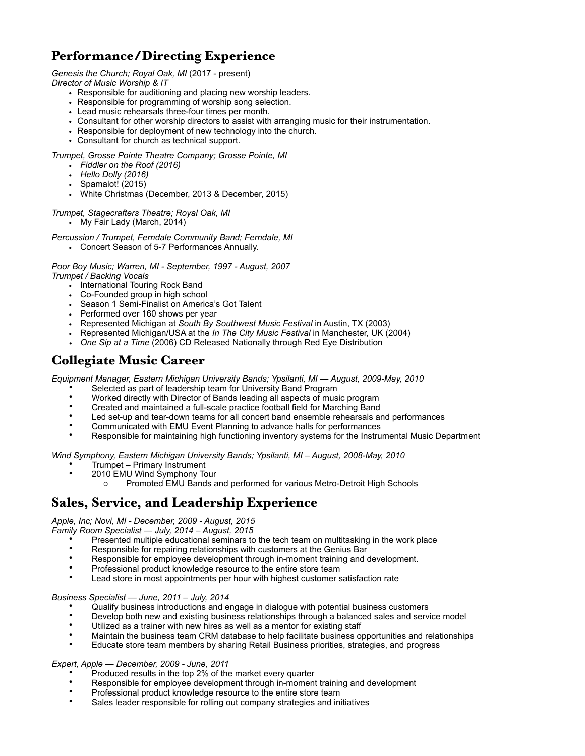## Performance/Directing Experience

*Genesis the Church; Royal Oak, MI* (2017 - present)
*Director of Music Worship & IT*

- Responsible for auditioning and placing new worship leaders.
- Responsible for programming of worship song selection.
- Lead music rehearsals three-four times per month.
- Consultant for other worship directors to assist with arranging music for their instrumentation.
- Responsible for deployment of new technology into the church.
- Consultant for church as technical support.

*Trumpet, Grosse Pointe Theatre Company; Grosse Pointe, MI*

- *Fiddler on the Roof (2016)*
- *Hello Dolly (2016)*
- Spamalot! (2015)
- White Christmas (December, 2013 & December, 2015)

*Trumpet, Stagecrafters Theatre; Royal Oak, MI*

- My Fair Lady (March, 2014)

*Percussion / Trumpet, Ferndale Community Band; Ferndale, MI*

- Concert Season of 5-7 Performances Annually.

*Poor Boy Music; Warren, MI - September, 1997 - August, 2007*
*Trumpet / Backing Vocals*

- International Touring Rock Band
- Co-Founded group in high school
- Season 1 Semi-Finalist on America's Got Talent
- Performed over 160 shows per year
- Represented Michigan at *South By Southwest Music Festival* in Austin, TX (2003)
- Represented Michigan/USA at the *In The City Music Festival* in Manchester, UK (2004)
- *One Sip at a Time* (2006) CD Released Nationally through Red Eye Distribution

## Collegiate Music Career

*Equipment Manager, Eastern Michigan University Bands; Ypsilanti, MI — August, 2009-May, 2010*

- Selected as part of leadership team for University Band Program
- Worked directly with Director of Bands leading all aspects of music program
- Created and maintained a full-scale practice football field for Marching Band
- Led set-up and tear-down teams for all concert band ensemble rehearsals and performances
- Communicated with EMU Event Planning to advance halls for performances
- Responsible for maintaining high functioning inventory systems for the Instrumental Music Department

*Wind Symphony, Eastern Michigan University Bands; Ypsilanti, MI – August, 2008-May, 2010*

- Trumpet – Primary Instrument
- 2010 EMU Wind Symphony Tour
  - Promoted EMU Bands and performed for various Metro-Detroit High Schools

## Sales, Service, and Leadership Experience

*Apple, Inc; Novi, MI - December, 2009 - August, 2015*
*Family Room Specialist — July, 2014 – August, 2015*

- Presented multiple educational seminars to the tech team on multitasking in the work place
- Responsible for repairing relationships with customers at the Genius Bar
- Responsible for employee development through in-moment training and development.
- Professional product knowledge resource to the entire store team
- Lead store in most appointments per hour with highest customer satisfaction rate

*Business Specialist — June, 2011 – July, 2014*

- Qualify business introductions and engage in dialogue with potential business customers
- Develop both new and existing business relationships through a balanced sales and service model
- Utilized as a trainer with new hires as well as a mentor for existing staff
- Maintain the business team CRM database to help facilitate business opportunities and relationships
- Educate store team members by sharing Retail Business priorities, strategies, and progress

*Expert, Apple — December, 2009 - June, 2011*

- Produced results in the top 2% of the market every quarter
- Responsible for employee development through in-moment training and development
- Professional product knowledge resource to the entire store team
- Sales leader responsible for rolling out company strategies and initiatives